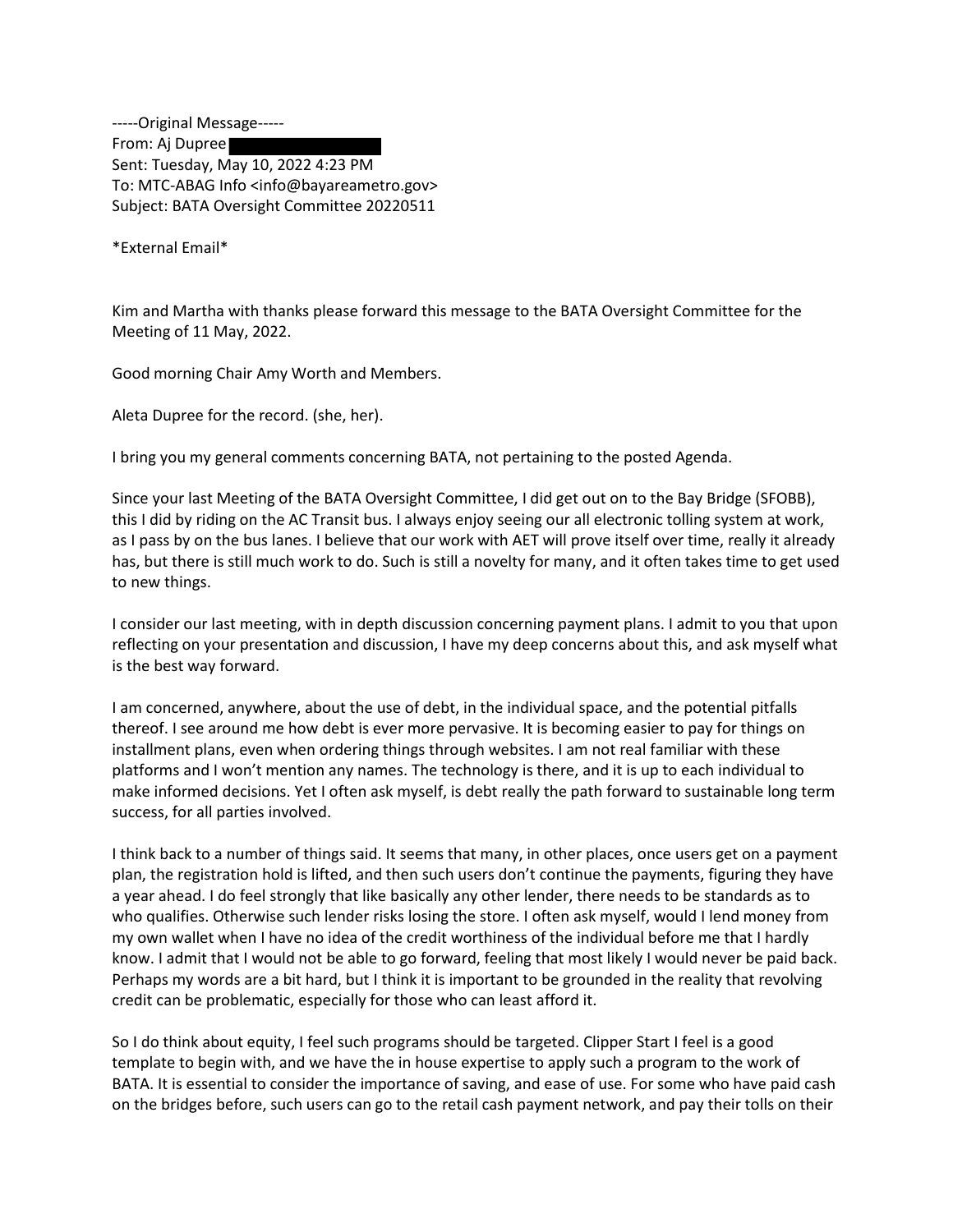-----Original Message-----
From: Aj Dupree
Sent: Tuesday, May 10, 2022 4:23 PM
To: MTC-ABAG Info <info@bayareametro.gov>
Subject: BATA Oversight Committee 20220511

*External Email*

Kim and Martha with thanks please forward this message to the BATA Oversight Committee for the Meeting of 11 May, 2022.

Good morning Chair Amy Worth and Members.

Aleta Dupree for the record. (she, her).

I bring you my general comments concerning BATA, not pertaining to the posted Agenda.

Since your last Meeting of the BATA Oversight Committee, I did get out on to the Bay Bridge (SFOBB), this I did by riding on the AC Transit bus. I always enjoy seeing our all electronic tolling system at work, as I pass by on the bus lanes. I believe that our work with AET will prove itself over time, really it already has, but there is still much work to do. Such is still a novelty for many, and it often takes time to get used to new things.

I consider our last meeting, with in depth discussion concerning payment plans. I admit to you that upon reflecting on your presentation and discussion, I have my deep concerns about this, and ask myself what is the best way forward.

I am concerned, anywhere, about the use of debt, in the individual space, and the potential pitfalls thereof. I see around me how debt is ever more pervasive. It is becoming easier to pay for things on installment plans, even when ordering things through websites. I am not real familiar with these platforms and I won't mention any names. The technology is there, and it is up to each individual to make informed decisions. Yet I often ask myself, is debt really the path forward to sustainable long term success, for all parties involved.

I think back to a number of things said. It seems that many, in other places, once users get on a payment plan, the registration hold is lifted, and then such users don't continue the payments, figuring they have a year ahead. I do feel strongly that like basically any other lender, there needs to be standards as to who qualifies. Otherwise such lender risks losing the store. I often ask myself, would I lend money from my own wallet when I have no idea of the credit worthiness of the individual before me that I hardly know. I admit that I would not be able to go forward, feeling that most likely I would never be paid back. Perhaps my words are a bit hard, but I think it is important to be grounded in the reality that revolving credit can be problematic, especially for those who can least afford it.

So I do think about equity, I feel such programs should be targeted. Clipper Start I feel is a good template to begin with, and we have the in house expertise to apply such a program to the work of BATA. It is essential to consider the importance of saving, and ease of use. For some who have paid cash on the bridges before, such users can go to the retail cash payment network, and pay their tolls on their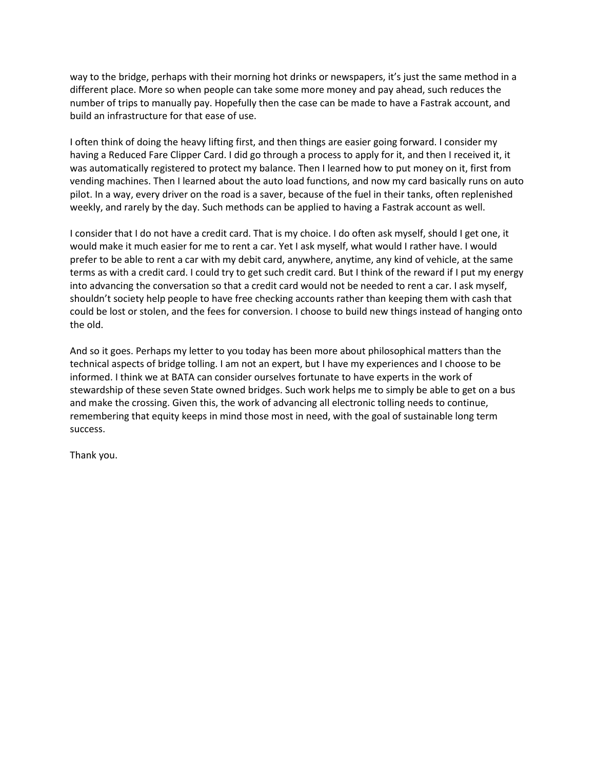way to the bridge, perhaps with their morning hot drinks or newspapers, it's just the same method in a different place. More so when people can take some more money and pay ahead, such reduces the number of trips to manually pay. Hopefully then the case can be made to have a Fastrak account, and build an infrastructure for that ease of use.

I often think of doing the heavy lifting first, and then things are easier going forward. I consider my having a Reduced Fare Clipper Card. I did go through a process to apply for it, and then I received it, it was automatically registered to protect my balance. Then I learned how to put money on it, first from vending machines. Then I learned about the auto load functions, and now my card basically runs on auto pilot. In a way, every driver on the road is a saver, because of the fuel in their tanks, often replenished weekly, and rarely by the day. Such methods can be applied to having a Fastrak account as well.

I consider that I do not have a credit card. That is my choice. I do often ask myself, should I get one, it would make it much easier for me to rent a car. Yet I ask myself, what would I rather have. I would prefer to be able to rent a car with my debit card, anywhere, anytime, any kind of vehicle, at the same terms as with a credit card. I could try to get such credit card. But I think of the reward if I put my energy into advancing the conversation so that a credit card would not be needed to rent a car. I ask myself, shouldn't society help people to have free checking accounts rather than keeping them with cash that could be lost or stolen, and the fees for conversion. I choose to build new things instead of hanging onto the old.

And so it goes. Perhaps my letter to you today has been more about philosophical matters than the technical aspects of bridge tolling. I am not an expert, but I have my experiences and I choose to be informed. I think we at BATA can consider ourselves fortunate to have experts in the work of stewardship of these seven State owned bridges. Such work helps me to simply be able to get on a bus and make the crossing. Given this, the work of advancing all electronic tolling needs to continue, remembering that equity keeps in mind those most in need, with the goal of sustainable long term success.

Thank you.